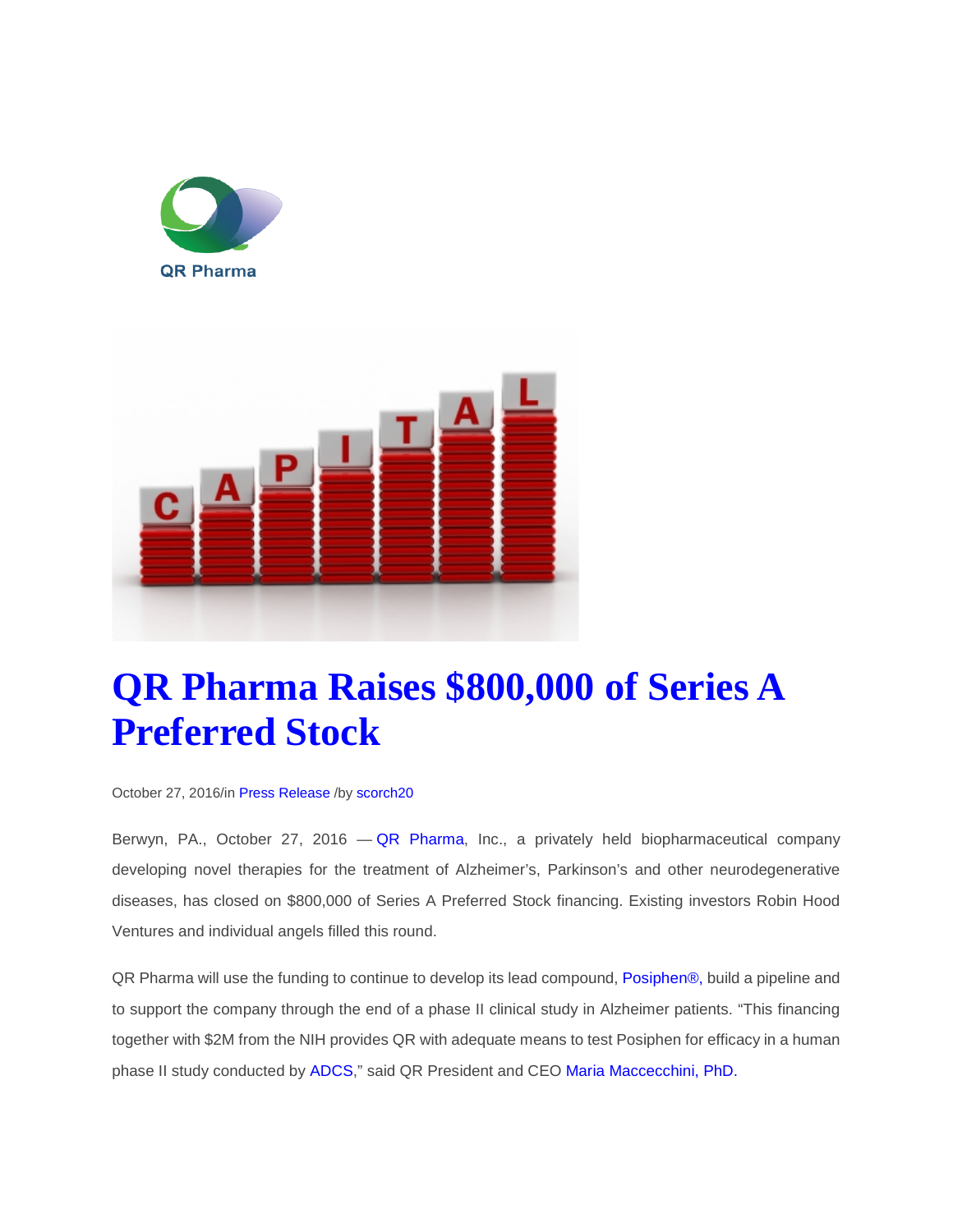QR Pharma

# QR Pharma Raises $800,000 of Series A Preferred Stock

October 27, 2016/in Press Release /by scorch20

Berwyn, PA., October 27, 2016 — QR Pharma, Inc., a privately held biopharmaceutical company developing novel therapies for the treatment of Alzheimer's, Parkinson's and other neurodegenerative diseases, has closed on $800,000 of Series A Preferred Stock financing. Existing investors Robin Hood Ventures and individual angels filled this round.

QR Pharma will use the funding to continue to develop its lead compound, Posiphen®, build a pipeline and to support the company through the end of a phase II clinical study in Alzheimer patients. "This financing together with $2M from the NIH provides QR with adequate means to test Posiphen for efficacy in a human phase II study conducted by ADCS," said QR President and CEO Maria Maccecchini, PhD.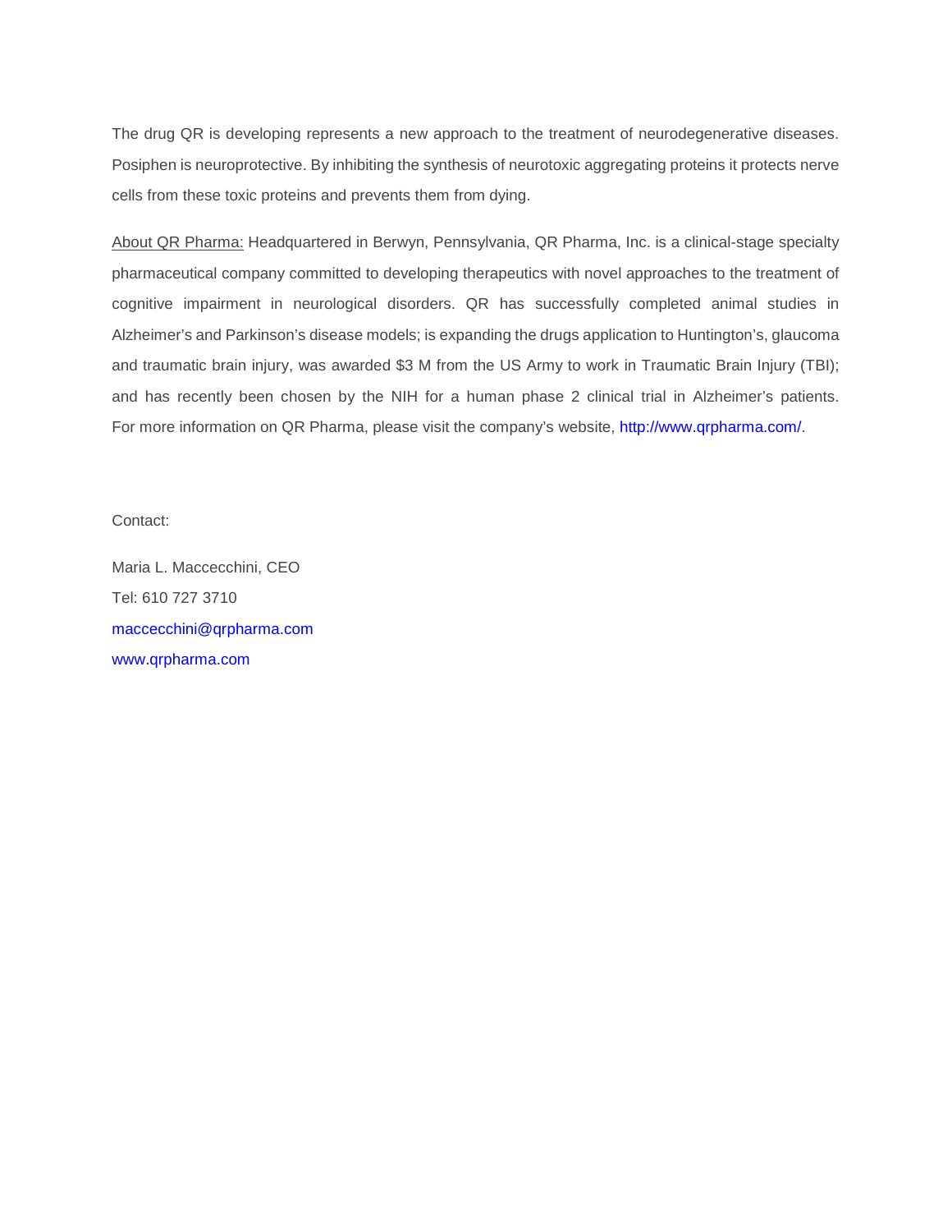The drug QR is developing represents a new approach to the treatment of neurodegenerative diseases. Posiphen is neuroprotective. By inhibiting the synthesis of neurotoxic aggregating proteins it protects nerve cells from these toxic proteins and prevents them from dying.

About QR Pharma: Headquartered in Berwyn, Pennsylvania, QR Pharma, Inc. is a clinical-stage specialty pharmaceutical company committed to developing therapeutics with novel approaches to the treatment of cognitive impairment in neurological disorders. QR has successfully completed animal studies in Alzheimer's and Parkinson's disease models; is expanding the drugs application to Huntington's, glaucoma and traumatic brain injury, was awarded $3 M from the US Army to work in Traumatic Brain Injury (TBI); and has recently been chosen by the NIH for a human phase 2 clinical trial in Alzheimer's patients. For more information on QR Pharma, please visit the company's website, http://www.qrpharma.com/.

Contact:

Maria L. Maccecchini, CEO

Tel: 610 727 3710

maccecchini@qrpharma.com

www.qrpharma.com